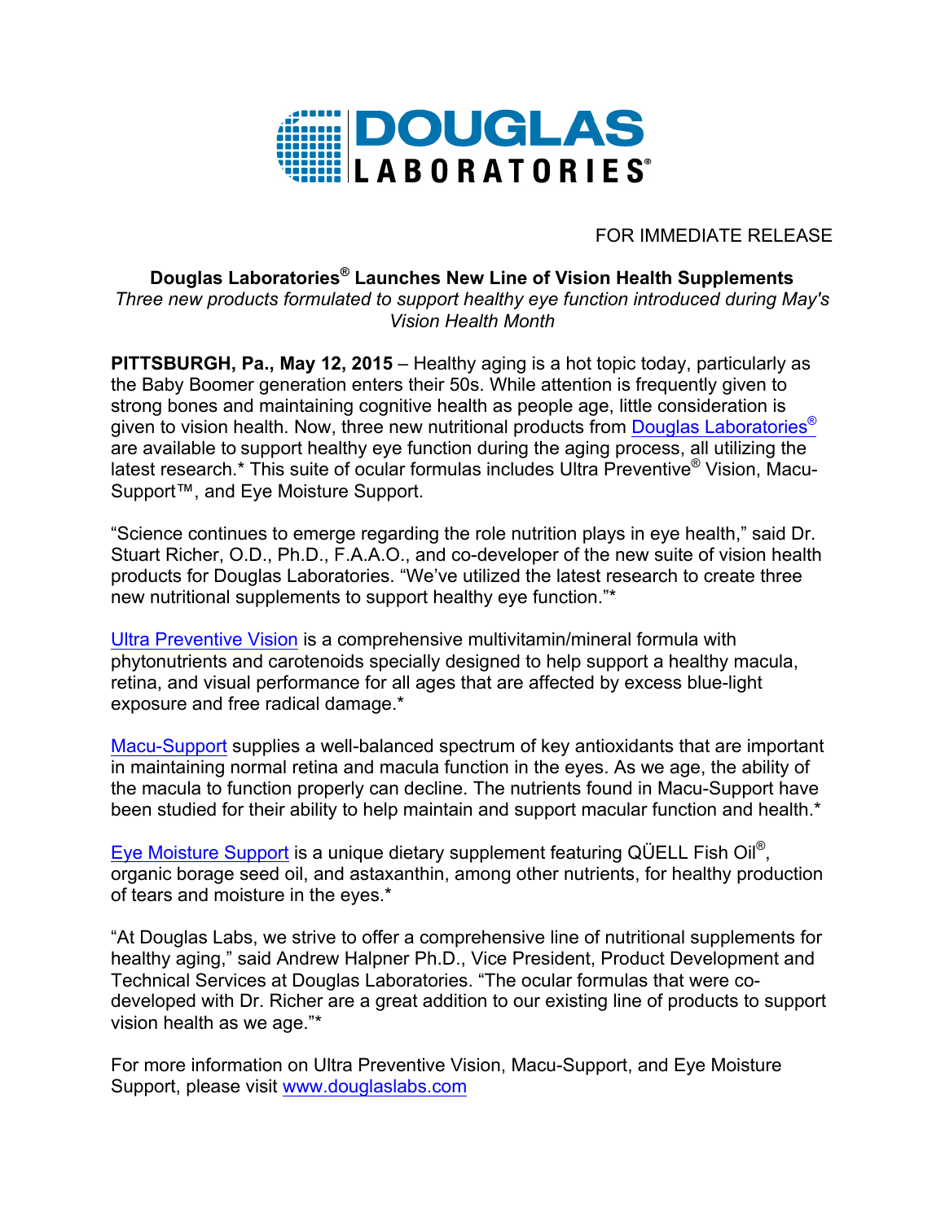DOUGLAS LABORATORIES®

FOR IMMEDIATE RELEASE

**Douglas Laboratories® Launches New Line of Vision Health Supplements**

*Three new products formulated to support healthy eye function introduced during May's Vision Health Month*

**PITTSBURGH, Pa., May 12, 2015** – Healthy aging is a hot topic today, particularly as the Baby Boomer generation enters their 50s. While attention is frequently given to strong bones and maintaining cognitive health as people age, little consideration is given to vision health. Now, three new nutritional products from Douglas Laboratories® are available to support healthy eye function during the aging process, all utilizing the latest research.* This suite of ocular formulas includes Ultra Preventive® Vision, Macu-Support™, and Eye Moisture Support.

"Science continues to emerge regarding the role nutrition plays in eye health," said Dr. Stuart Richer, O.D., Ph.D., F.A.A.O., and co-developer of the new suite of vision health products for Douglas Laboratories. "We've utilized the latest research to create three new nutritional supplements to support healthy eye function."*

Ultra Preventive Vision is a comprehensive multivitamin/mineral formula with phytonutrients and carotenoids specially designed to help support a healthy macula, retina, and visual performance for all ages that are affected by excess blue-light exposure and free radical damage.*

Macu-Support supplies a well-balanced spectrum of key antioxidants that are important in maintaining normal retina and macula function in the eyes. As we age, the ability of the macula to function properly can decline. The nutrients found in Macu-Support have been studied for their ability to help maintain and support macular function and health.*

Eye Moisture Support is a unique dietary supplement featuring QÜELL Fish Oil®, organic borage seed oil, and astaxanthin, among other nutrients, for healthy production of tears and moisture in the eyes.*

"At Douglas Labs, we strive to offer a comprehensive line of nutritional supplements for healthy aging," said Andrew Halpner Ph.D., Vice President, Product Development and Technical Services at Douglas Laboratories. "The ocular formulas that were co-developed with Dr. Richer are a great addition to our existing line of products to support vision health as we age."*

For more information on Ultra Preventive Vision, Macu-Support, and Eye Moisture Support, please visit www.douglaslabs.com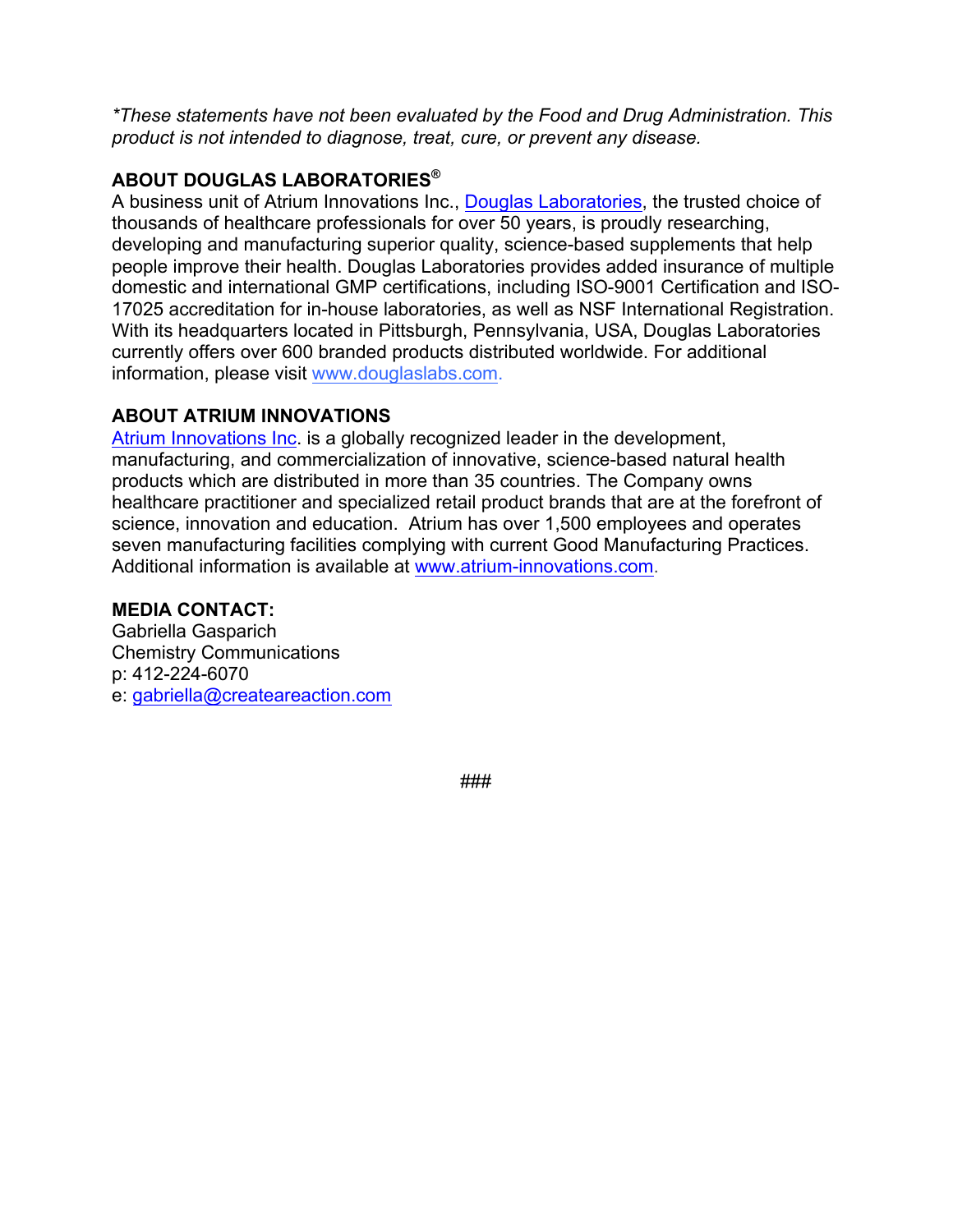*These statements have not been evaluated by the Food and Drug Administration. This product is not intended to diagnose, treat, cure, or prevent any disease.*

**ABOUT DOUGLAS LABORATORIES®**

A business unit of Atrium Innovations Inc., Douglas Laboratories, the trusted choice of thousands of healthcare professionals for over 50 years, is proudly researching, developing and manufacturing superior quality, science-based supplements that help people improve their health. Douglas Laboratories provides added insurance of multiple domestic and international GMP certifications, including ISO-9001 Certification and ISO-17025 accreditation for in-house laboratories, as well as NSF International Registration. With its headquarters located in Pittsburgh, Pennsylvania, USA, Douglas Laboratories currently offers over 600 branded products distributed worldwide. For additional information, please visit www.douglaslabs.com.

**ABOUT ATRIUM INNOVATIONS**

Atrium Innovations Inc. is a globally recognized leader in the development, manufacturing, and commercialization of innovative, science-based natural health products which are distributed in more than 35 countries. The Company owns healthcare practitioner and specialized retail product brands that are at the forefront of science, innovation and education. Atrium has over 1,500 employees and operates seven manufacturing facilities complying with current Good Manufacturing Practices. Additional information is available at www.atrium-innovations.com.

**MEDIA CONTACT:**

Gabriella Gasparich
Chemistry Communications
p: 412-224-6070
e: gabriella@createareaction.com

###